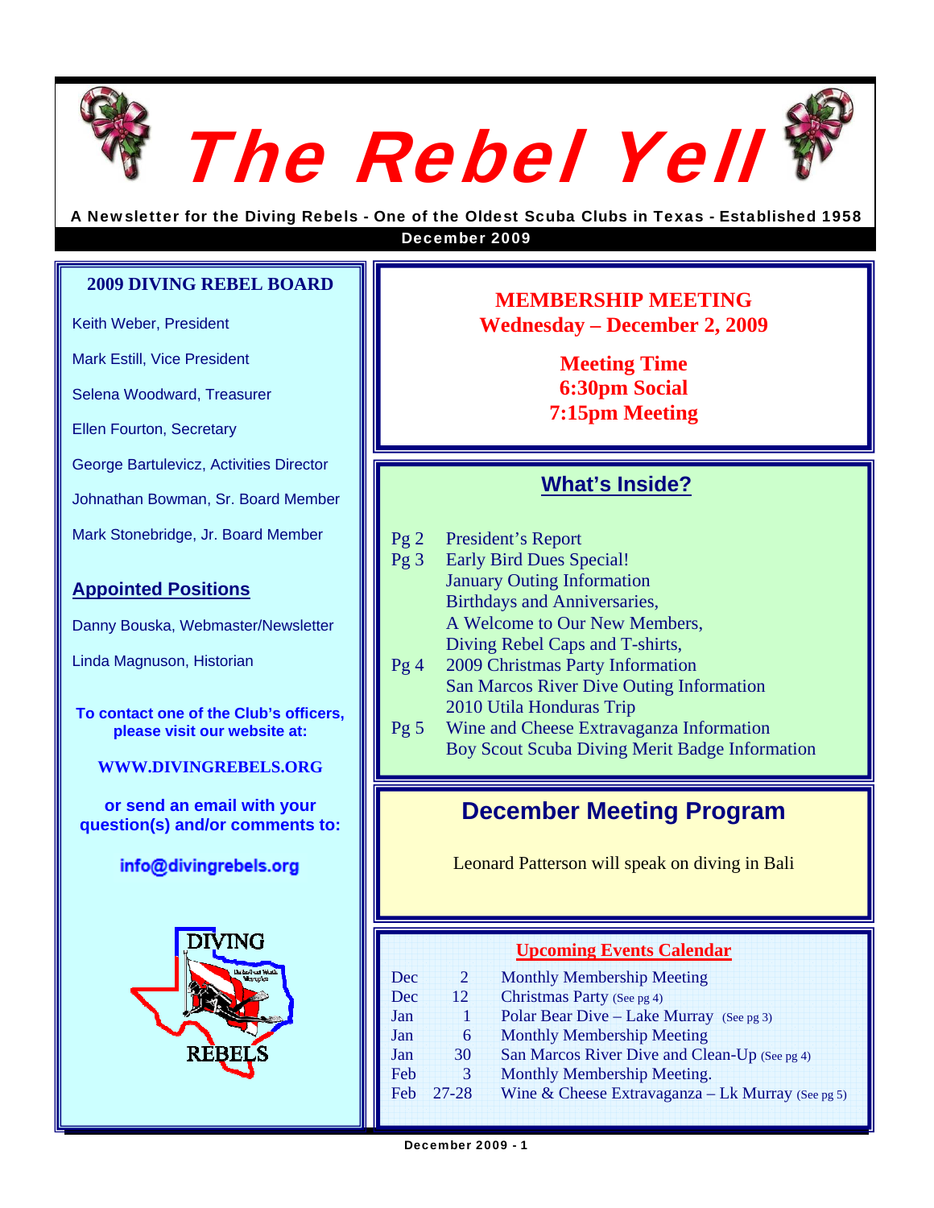# The Rebel Yell

A Newsletter for the Diving Rebels - One of the Oldest Scuba Clubs in Texas - Established 1958

December 2009

## 2009 DIVING REBEL BOARD

Keith Weber, President

Mark Estill, Vice President

Selena Woodward, Treasurer

Ellen Fourton, Secretary

George Bartulevicz, Activities Director

Johnathan Bowman, Sr. Board Member

Mark Stonebridge, Jr. Board Member

### Appointed Positions

Danny Bouska, Webmaster/Newsletter

Linda Magnuson, Historian

**To contact one of the Club's officers, please visit our website at:**

**WWW.DIVINGREBELS.ORG**

**or send an email with your question(s) and/or comments to:**

**info@divingrebels.org**

## MEMBERSHIP MEETING

**Wednesday – December 2, 2009**

**Meeting Time**
**6:30pm Social**
**7:15pm Meeting**

## What's Inside?

| | |
|---|---|
| Pg 2 | President's Report |
| Pg 3 | Early Bird Dues Special! |
| | January Outing Information |
| | Birthdays and Anniversaries, |
| | A Welcome to Our New Members, |
| | Diving Rebel Caps and T-shirts, |
| Pg 4 | 2009 Christmas Party Information |
| | San Marcos River Dive Outing Information |
| | 2010 Utila Honduras Trip |
| Pg 5 | Wine and Cheese Extravaganza Information |
| | Boy Scout Scuba Diving Merit Badge Information |

## December Meeting Program

Leonard Patterson will speak on diving in Bali

## Upcoming Events Calendar

| | | |
|---|---|---|
| Dec | 2 | Monthly Membership Meeting |
| Dec | 12 | Christmas Party (See pg 4) |
| Jan | 1 | Polar Bear Dive – Lake Murray (See pg 3) |
| Jan | 6 | Monthly Membership Meeting |
| Jan | 30 | San Marcos River Dive and Clean-Up (See pg 4) |
| Feb | 3 | Monthly Membership Meeting. |
| Feb | 27-28 | Wine & Cheese Extravaganza – Lk Murray (See pg 5) |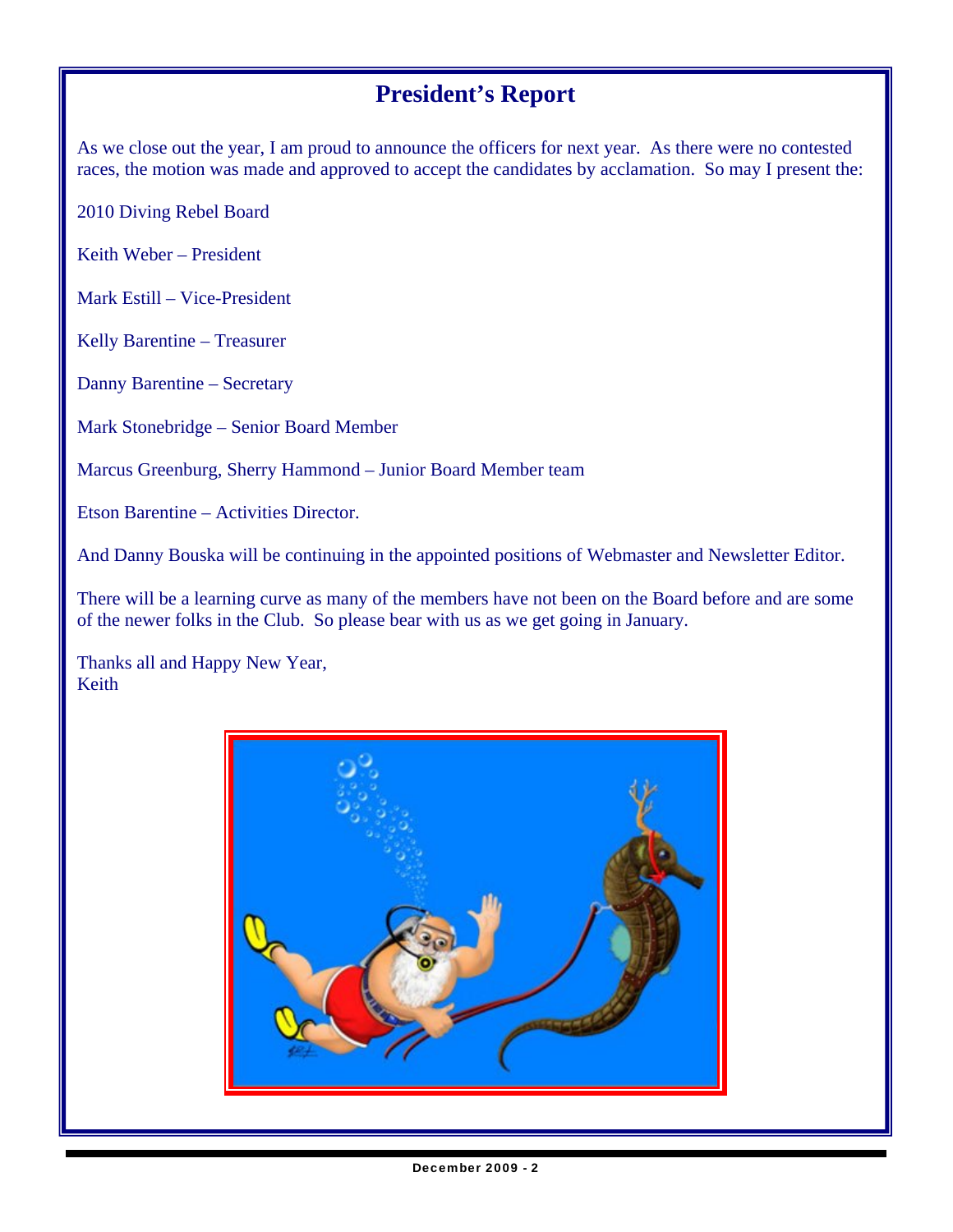# President's Report

As we close out the year, I am proud to announce the officers for next year. As there were no contested races, the motion was made and approved to accept the candidates by acclamation. So may I present the:

2010 Diving Rebel Board

Keith Weber – President

Mark Estill – Vice-President

Kelly Barentine – Treasurer

Danny Barentine – Secretary

Mark Stonebridge – Senior Board Member

Marcus Greenburg, Sherry Hammond – Junior Board Member team

Etson Barentine – Activities Director.

And Danny Bouska will be continuing in the appointed positions of Webmaster and Newsletter Editor.

There will be a learning curve as many of the members have not been on the Board before and are some of the newer folks in the Club. So please bear with us as we get going in January.

Thanks all and Happy New Year,
Keith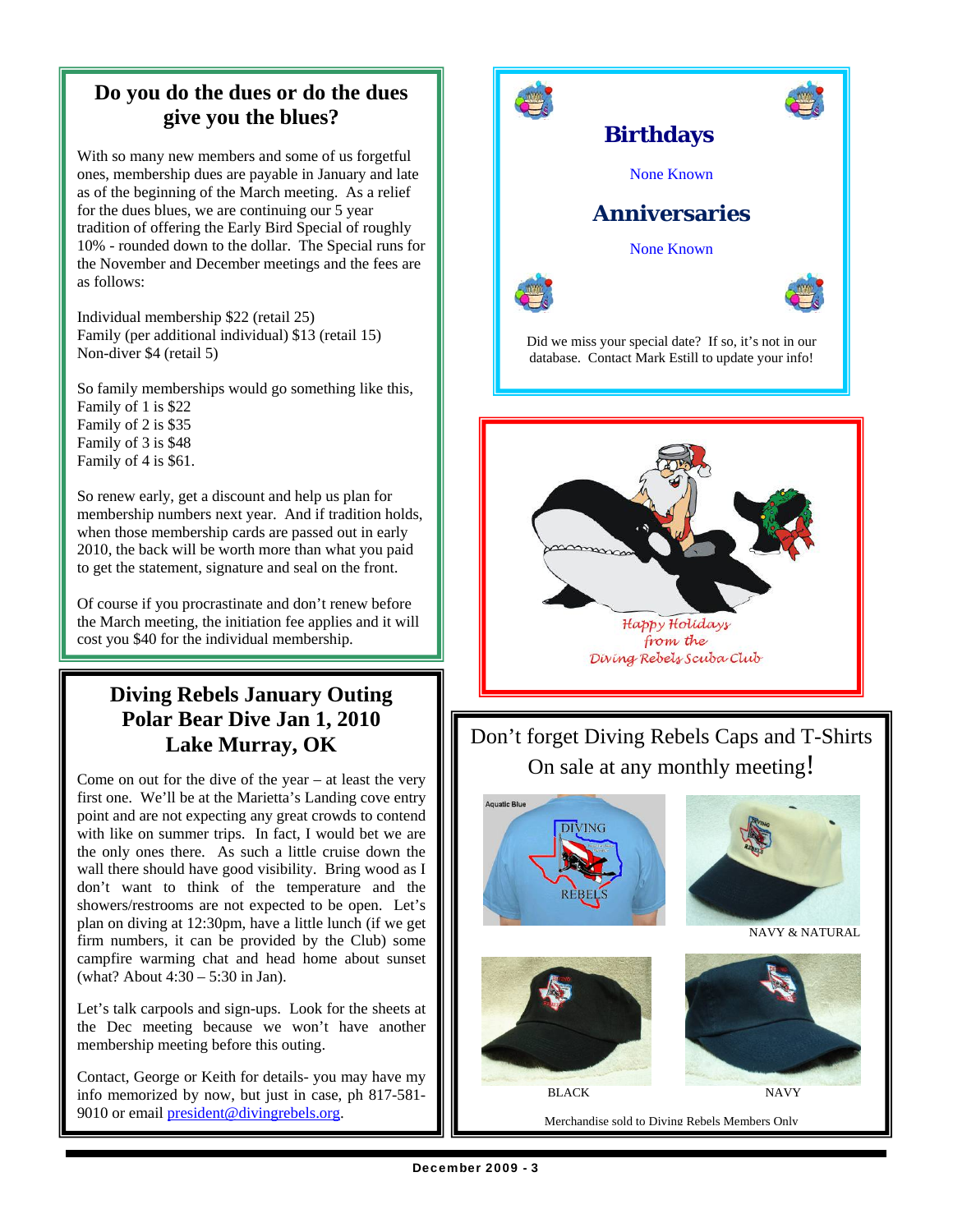## Do you do the dues or do the dues give you the blues?

With so many new members and some of us forgetful ones, membership dues are payable in January and late as of the beginning of the March meeting. As a relief for the dues blues, we are continuing our 5 year tradition of offering the Early Bird Special of roughly 10% - rounded down to the dollar. The Special runs for the November and December meetings and the fees are as follows:

Individual membership $22 (retail 25)
Family (per additional individual) $13 (retail 15)
Non-diver $4 (retail 5)

So family memberships would go something like this,
Family of 1 is $22
Family of 2 is $35
Family of 3 is $48
Family of 4 is $61.

So renew early, get a discount and help us plan for membership numbers next year. And if tradition holds, when those membership cards are passed out in early 2010, the back will be worth more than what you paid to get the statement, signature and seal on the front.

Of course if you procrastinate and don't renew before the March meeting, the initiation fee applies and it will cost you $40 for the individual membership.

## Diving Rebels January Outing
## Polar Bear Dive Jan 1, 2010
## Lake Murray, OK

Come on out for the dive of the year – at least the very first one. We'll be at the Marietta's Landing cove entry point and are not expecting any great crowds to contend with like on summer trips. In fact, I would bet we are the only ones there. As such a little cruise down the wall there should have good visibility. Bring wood as I don't want to think of the temperature and the showers/restrooms are not expected to be open. Let's plan on diving at 12:30pm, have a little lunch (if we get firm numbers, it can be provided by the Club) some campfire warming chat and head home about sunset (what? About 4:30 – 5:30 in Jan).

Let's talk carpools and sign-ups. Look for the sheets at the Dec meeting because we won't have another membership meeting before this outing.

Contact, George or Keith for details- you may have my info memorized by now, but just in case, ph 817-581-9010 or email president@divingrebels.org.

## Birthdays

None Known

## Anniversaries

None Known

Did we miss your special date? If so, it's not in our database. Contact Mark Estill to update your info!

*Happy Holidays from the Diving Rebels Scuba Club*

## Don't forget Diving Rebels Caps and T-Shirts On sale at any monthly meeting!

Aquatic Blue

NAVY & NATURAL

BLACK

NAVY

Merchandise sold to Diving Rebels Members Only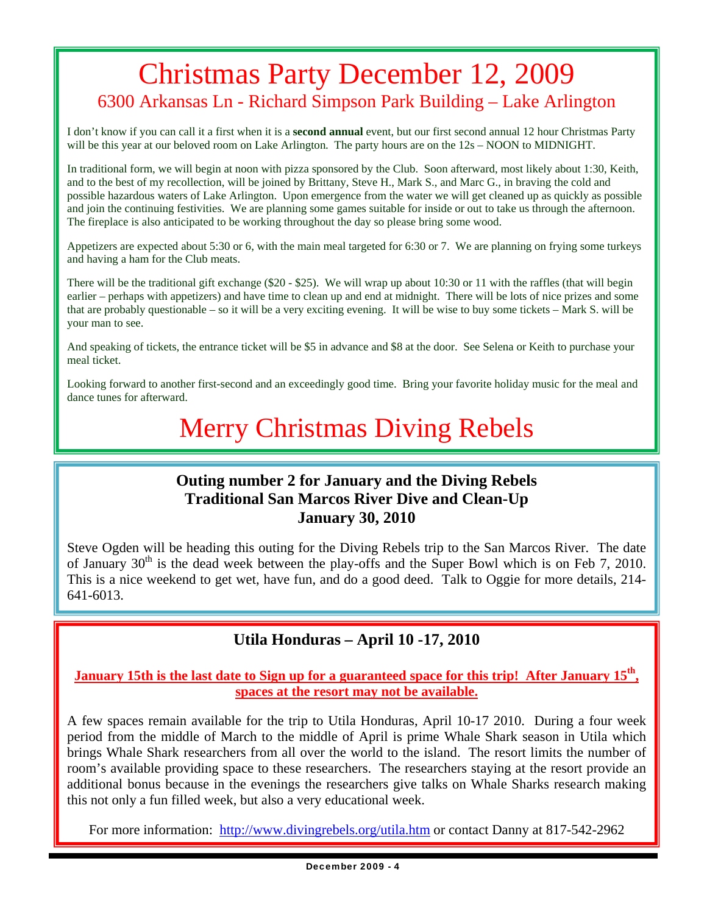# Christmas Party December 12, 2009

## 6300 Arkansas Ln - Richard Simpson Park Building – Lake Arlington

I don't know if you can call it a first when it is a **second annual** event, but our first second annual 12 hour Christmas Party will be this year at our beloved room on Lake Arlington. The party hours are on the 12s – NOON to MIDNIGHT.

In traditional form, we will begin at noon with pizza sponsored by the Club. Soon afterward, most likely about 1:30, Keith, and to the best of my recollection, will be joined by Brittany, Steve H., Mark S., and Marc G., in braving the cold and possible hazardous waters of Lake Arlington. Upon emergence from the water we will get cleaned up as quickly as possible and join the continuing festivities. We are planning some games suitable for inside or out to take us through the afternoon. The fireplace is also anticipated to be working throughout the day so please bring some wood.

Appetizers are expected about 5:30 or 6, with the main meal targeted for 6:30 or 7. We are planning on frying some turkeys and having a ham for the Club meats.

There will be the traditional gift exchange ($20 - $25). We will wrap up about 10:30 or 11 with the raffles (that will begin earlier – perhaps with appetizers) and have time to clean up and end at midnight. There will be lots of nice prizes and some that are probably questionable – so it will be a very exciting evening. It will be wise to buy some tickets – Mark S. will be your man to see.

And speaking of tickets, the entrance ticket will be $5 in advance and $8 at the door. See Selena or Keith to purchase your meal ticket.

Looking forward to another first-second and an exceedingly good time. Bring your favorite holiday music for the meal and dance tunes for afterward.

# Merry Christmas Diving Rebels

---

### Outing number 2 for January and the Diving Rebels
### Traditional San Marcos River Dive and Clean-Up
### January 30, 2010

Steve Ogden will be heading this outing for the Diving Rebels trip to the San Marcos River. The date of January 30th is the dead week between the play-offs and the Super Bowl which is on Feb 7, 2010. This is a nice weekend to get wet, have fun, and do a good deed. Talk to Oggie for more details, 214-641-6013.

---

### Utila Honduras – April 10 -17, 2010

**January 15th is the last date to Sign up for a guaranteed space for this trip! After January 15th, spaces at the resort may not be available.**

A few spaces remain available for the trip to Utila Honduras, April 10-17 2010. During a four week period from the middle of March to the middle of April is prime Whale Shark season in Utila which brings Whale Shark researchers from all over the world to the island. The resort limits the number of room's available providing space to these researchers. The researchers staying at the resort provide an additional bonus because in the evenings the researchers give talks on Whale Sharks research making this not only a fun filled week, but also a very educational week.

For more information: http://www.divingrebels.org/utila.htm or contact Danny at 817-542-2962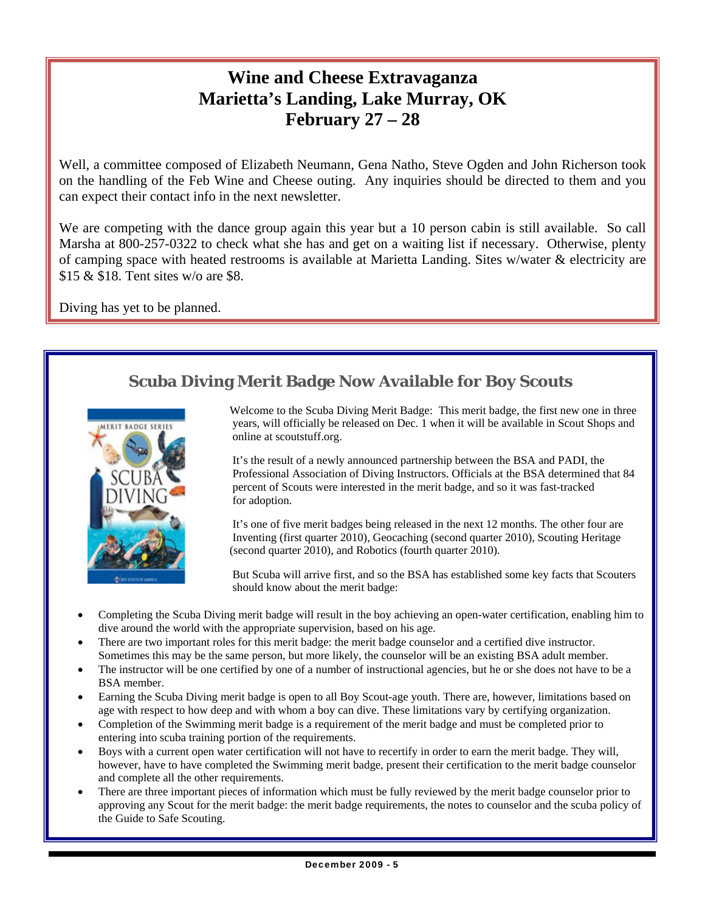# Wine and Cheese Extravaganza
# Marietta's Landing, Lake Murray, OK
# February 27 – 28

Well, a committee composed of Elizabeth Neumann, Gena Natho, Steve Ogden and John Richerson took on the handling of the Feb Wine and Cheese outing. Any inquiries should be directed to them and you can expect their contact info in the next newsletter.

We are competing with the dance group again this year but a 10 person cabin is still available. So call Marsha at 800-257-0322 to check what she has and get on a waiting list if necessary. Otherwise, plenty of camping space with heated restrooms is available at Marietta Landing. Sites w/water & electricity are $15 & $18. Tent sites w/o are $8.

Diving has yet to be planned.

## *Scuba Diving Merit Badge Now Available for Boy Scouts*

Welcome to the Scuba Diving Merit Badge: This merit badge, the first new one in three years, will officially be released on Dec. 1 when it will be available in Scout Shops and online at scoutstuff.org.

It's the result of a newly announced partnership between the BSA and PADI, the Professional Association of Diving Instructors. Officials at the BSA determined that 84 percent of Scouts were interested in the merit badge, and so it was fast-tracked for adoption.

It's one of five merit badges being released in the next 12 months. The other four are Inventing (first quarter 2010), Geocaching (second quarter 2010), Scouting Heritage (second quarter 2010), and Robotics (fourth quarter 2010).

But Scuba will arrive first, and so the BSA has established some key facts that Scouters should know about the merit badge:

- Completing the Scuba Diving merit badge will result in the boy achieving an open-water certification, enabling him to dive around the world with the appropriate supervision, based on his age.
- There are two important roles for this merit badge: the merit badge counselor and a certified dive instructor. Sometimes this may be the same person, but more likely, the counselor will be an existing BSA adult member.
- The instructor will be one certified by one of a number of instructional agencies, but he or she does not have to be a BSA member.
- Earning the Scuba Diving merit badge is open to all Boy Scout-age youth. There are, however, limitations based on age with respect to how deep and with whom a boy can dive. These limitations vary by certifying organization.
- Completion of the Swimming merit badge is a requirement of the merit badge and must be completed prior to entering into scuba training portion of the requirements.
- Boys with a current open water certification will not have to recertify in order to earn the merit badge. They will, however, have to have completed the Swimming merit badge, present their certification to the merit badge counselor and complete all the other requirements.
- There are three important pieces of information which must be fully reviewed by the merit badge counselor prior to approving any Scout for the merit badge: the merit badge requirements, the notes to counselor and the scuba policy of the Guide to Safe Scouting.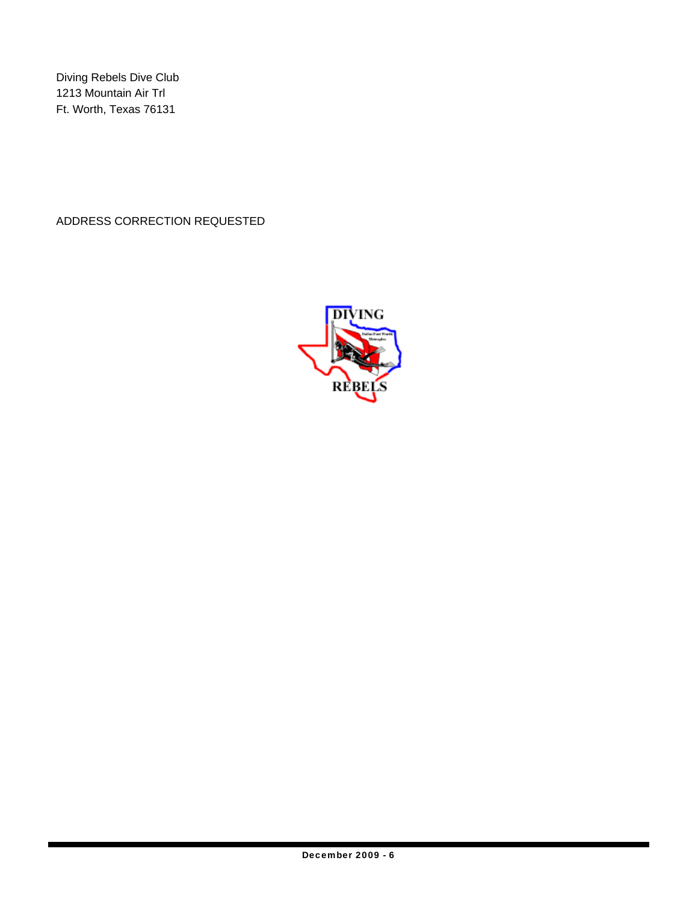Diving Rebels Dive Club
1213 Mountain Air Trl
Ft. Worth, Texas 76131

ADDRESS CORRECTION REQUESTED